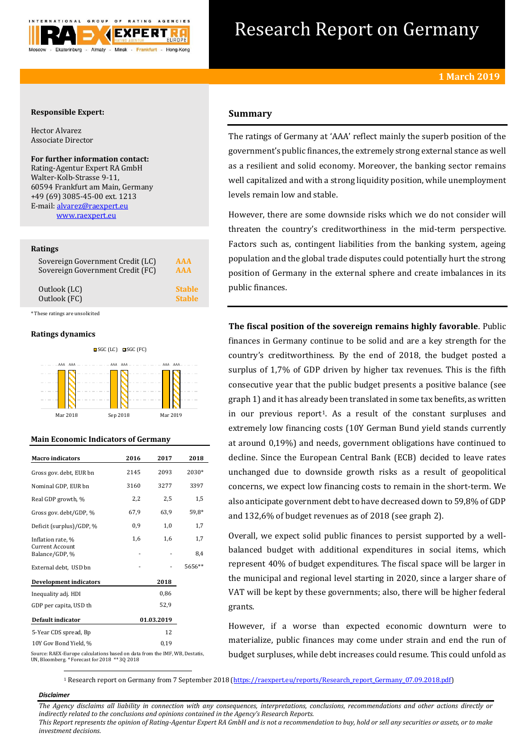# Research Report on Germany

**1 March 2019**

**Responsible Expert:**

Hector Alvarez
Associate Director

**For further information contact:**
Rating-Agentur Expert RA GmbH
Walter-Kolb-Strasse 9-11,
60594 Frankfurt am Main, Germany
+49 (69) 3085-45-00 ext. 1213
E-mail: alvarez@raexpert.eu
www.raexpert.eu

**Ratings**

| | |
|---|---|
| Sovereign Government Credit (LC) | AAA |
| Sovereign Government Credit (FC) | AAA |
| Outlook (LC) | Stable |
| Outlook (FC) | Stable |

*These ratings are unsolicited

**Ratings dynamics**

SGC (LC) SGC (FC)

| | Mar 2018 | Sep 2018 | Mar 2019 |
|---|---|---|---|
| SGC (LC) | AAA | AAA | AAA |
| SGC (FC) | AAA | AAA | AAA |

**Main Economic Indicators of Germany**

| Macro indicators | 2016 | 2017 | 2018 |
|---|---|---|---|
| Gross gov. debt, EUR bn | 2145 | 2093 | 2030* |
| Nominal GDP, EUR bn | 3160 | 3277 | 3397 |
| Real GDP growth, % | 2,2 | 2,5 | 1,5 |
| Gross gov. debt/GDP, % | 67,9 | 63,9 | 59,8* |
| Deficit (surplus)/GDP, % | 0,9 | 1,0 | 1,7 |
| Inflation rate, % | 1,6 | 1,6 | 1,7 |
| Current Account Balance/GDP, % | - | - | 8,4 |
| External debt, USD bn | - | - | 5656** |
| **Development indicators** | | | **2018** |
| Inequality adj. HDI | | | 0,86 |
| GDP per capita, USD th | | | 52,9 |
| **Default indicator** | | | **01.03.2019** |
| 5-Year CDS spread, Bp | | | 12 |
| 10Y Gov Bond Yield, % | | | 0,19 |

Source: RAEX-Europe calculations based on data from the IMF, WB, Destatis, UN, Bloomberg. *Forecast for 2018 **3Q 2018

## Summary

The ratings of Germany at 'AAA' reflect mainly the superb position of the government's public finances, the extremely strong external stance as well as a resilient and solid economy. Moreover, the banking sector remains well capitalized and with a strong liquidity position, while unemployment levels remain low and stable.

However, there are some downside risks which we do not consider will threaten the country's creditworthiness in the mid-term perspective. Factors such as, contingent liabilities from the banking system, ageing population and the global trade disputes could potentially hurt the strong position of Germany in the external sphere and create imbalances in its public finances.

**The fiscal position of the sovereign remains highly favorable**. Public finances in Germany continue to be solid and are a key strength for the country's creditworthiness. By the end of 2018, the budget posted a surplus of 1,7% of GDP driven by higher tax revenues. This is the fifth consecutive year that the public budget presents a positive balance (see graph 1) and it has already been translated in some tax benefits, as written in our previous report[1]. As a result of the constant surpluses and extremely low financing costs (10Y German Bund yield stands currently at around 0,19%) and needs, government obligations have continued to decline. Since the European Central Bank (ECB) decided to leave rates unchanged due to downside growth risks as a result of geopolitical concerns, we expect low financing costs to remain in the short-term. We also anticipate government debt to have decreased down to 59,8% of GDP and 132,6% of budget revenues as of 2018 (see graph 2).

Overall, we expect solid public finances to persist supported by a well-balanced budget with additional expenditures in social items, which represent 40% of budget expenditures. The fiscal space will be larger in the municipal and regional level starting in 2020, since a larger share of VAT will be kept by these governments; also, there will be higher federal grants.

However, if a worse than expected economic downturn were to materialize, public finances may come under strain and end the run of budget surpluses, while debt increases could resume. This could unfold as

[1] Research report on Germany from 7 September 2018 (https://raexpert.eu/reports/Research_report_Germany_07.09.2018.pdf)

***Disclaimer***

*The Agency disclaims all liability in connection with any consequences, interpretations, conclusions, recommendations and other actions directly or indirectly related to the conclusions and opinions contained in the Agency's Research Reports.*
*This Report represents the opinion of Rating-Agentur Expert RA GmbH and is not a recommendation to buy, hold or sell any securities or assets, or to make investment decisions.*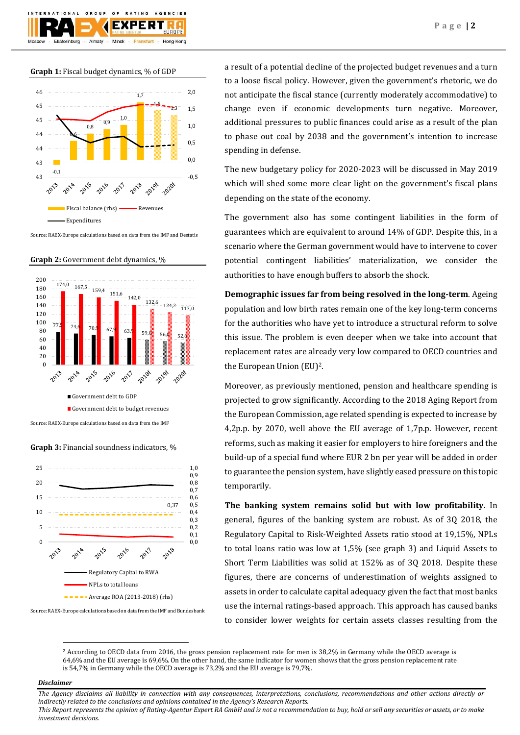**Graph 1:** Fiscal budget dynamics, % of GDP

Source: RAEX-Europe calculations based on data from the IMF and Destatis

**Graph 2:** Government debt dynamics, %

Source: RAEX-Europe calculations based on data from the IMF

**Graph 3:** Financial soundness indicators, %

Source: RAEX-Europe calculations based on data from the IMF and Bundesbank

a result of a potential decline of the projected budget revenues and a turn to a loose fiscal policy. However, given the government's rhetoric, we do not anticipate the fiscal stance (currently moderately accommodative) to change even if economic developments turn negative. Moreover, additional pressures to public finances could arise as a result of the plan to phase out coal by 2038 and the government's intention to increase spending in defense.

The new budgetary policy for 2020-2023 will be discussed in May 2019 which will shed some more clear light on the government's fiscal plans depending on the state of the economy.

The government also has some contingent liabilities in the form of guarantees which are equivalent to around 14% of GDP. Despite this, in a scenario where the German government would have to intervene to cover potential contingent liabilities' materialization, we consider the authorities to have enough buffers to absorb the shock.

**Demographic issues far from being resolved in the long-term**. Ageing population and low birth rates remain one of the key long-term concerns for the authorities who have yet to introduce a structural reform to solve this issue. The problem is even deeper when we take into account that replacement rates are already very low compared to OECD countries and the European Union (EU)[2].

Moreover, as previously mentioned, pension and healthcare spending is projected to grow significantly. According to the 2018 Aging Report from the European Commission, age related spending is expected to increase by 4,2p.p. by 2070, well above the EU average of 1,7p.p. However, recent reforms, such as making it easier for employers to hire foreigners and the build-up of a special fund where EUR 2 bn per year will be added in order to guarantee the pension system, have slightly eased pressure on this topic temporarily.

**The banking system remains solid but with low profitability**. In general, figures of the banking system are robust. As of 3Q 2018, the Regulatory Capital to Risk-Weighted Assets ratio stood at 19,15%, NPLs to total loans ratio was low at 1,5% (see graph 3) and Liquid Assets to Short Term Liabilities was solid at 152% as of 3Q 2018. Despite these figures, there are concerns of underestimation of weights assigned to assets in order to calculate capital adequacy given the fact that most banks use the internal ratings-based approach. This approach has caused banks to consider lower weights for certain assets classes resulting from the

---

[2] According to OECD data from 2016, the gross pension replacement rate for men is 38,2% in Germany while the OECD average is 64,6% and the EU average is 69,6%. On the other hand, the same indicator for women shows that the gross pension replacement rate is 54,7% in Germany while the OECD average is 73,2% and the EU average is 79,7%.

***Disclaimer***

*The Agency disclaims all liability in connection with any consequences, interpretations, conclusions, recommendations and other actions directly or indirectly related to the conclusions and opinions contained in the Agency's Research Reports.*
*This Report represents the opinion of Rating-Agentur Expert RA GmbH and is not a recommendation to buy, hold or sell any securities or assets, or to make investment decisions.*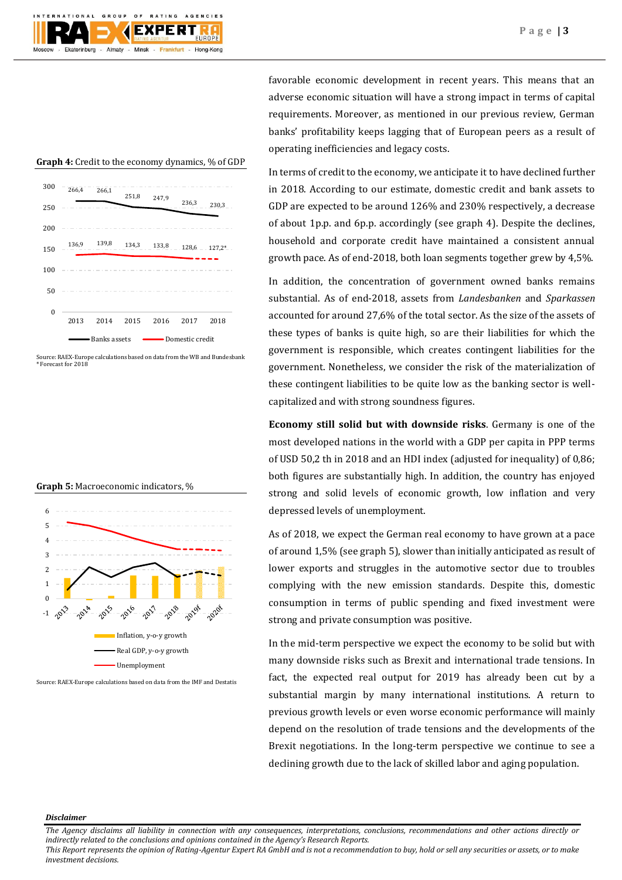favorable economic development in recent years. This means that an adverse economic situation will have a strong impact in terms of capital requirements. Moreover, as mentioned in our previous review, German banks' profitability keeps lagging that of European peers as a result of operating inefficiencies and legacy costs.

In terms of credit to the economy, we anticipate it to have declined further in 2018. According to our estimate, domestic credit and bank assets to GDP are expected to be around 126% and 230% respectively, a decrease of about 1p.p. and 6p.p. accordingly (see graph 4). Despite the declines, household and corporate credit have maintained a consistent annual growth pace. As of end-2018, both loan segments together grew by 4,5%.

**Graph 4:** Credit to the economy dynamics, % of GDP

| | 2013 | 2014 | 2015 | 2016 | 2017 | 2018 |
|---|---|---|---|---|---|---|
| Banks assets | 266,4 | 266,1 | 251,8 | 247,9 | 236,3 | 230,3 |
| Domestic credit | 136,9 | 139,8 | 134,3 | 133,8 | 128,6 | 127,2* |

Source: RAEX-Europe calculations based on data from the WB and Bundesbank
*Forecast for 2018

In addition, the concentration of government owned banks remains substantial. As of end-2018, assets from *Landesbanken* and *Sparkassen* accounted for around 27,6% of the total sector. As the size of the assets of these types of banks is quite high, so are their liabilities for which the government is responsible, which creates contingent liabilities for the government. Nonetheless, we consider the risk of the materialization of these contingent liabilities to be quite low as the banking sector is well-capitalized and with strong soundness figures.

**Economy still solid but with downside risks**. Germany is one of the most developed nations in the world with a GDP per capita in PPP terms of USD 50,2 th in 2018 and an HDI index (adjusted for inequality) of 0,86; both figures are substantially high. In addition, the country has enjoyed strong and solid levels of economic growth, low inflation and very depressed levels of unemployment.

**Graph 5:** Macroeconomic indicators, %

Legend: Inflation, y-o-y growth; Real GDP, y-o-y growth; Unemployment (2013–2018, 2019f, 2020f)

Source: RAEX-Europe calculations based on data from the IMF and Destatis

As of 2018, we expect the German real economy to have grown at a pace of around 1,5% (see graph 5), slower than initially anticipated as result of lower exports and struggles in the automotive sector due to troubles complying with the new emission standards. Despite this, domestic consumption in terms of public spending and fixed investment were strong and private consumption was positive.

In the mid-term perspective we expect the economy to be solid but with many downside risks such as Brexit and international trade tensions. In fact, the expected real output for 2019 has already been cut by a substantial margin by many international institutions. A return to previous growth levels or even worse economic performance will mainly depend on the resolution of trade tensions and the developments of the Brexit negotiations. In the long-term perspective we continue to see a declining growth due to the lack of skilled labor and aging population.

***Disclaimer***

*The Agency disclaims all liability in connection with any consequences, interpretations, conclusions, recommendations and other actions directly or indirectly related to the conclusions and opinions contained in the Agency's Research Reports.*
*This Report represents the opinion of Rating-Agentur Expert RA GmbH and is not a recommendation to buy, hold or sell any securities or assets, or to make investment decisions.*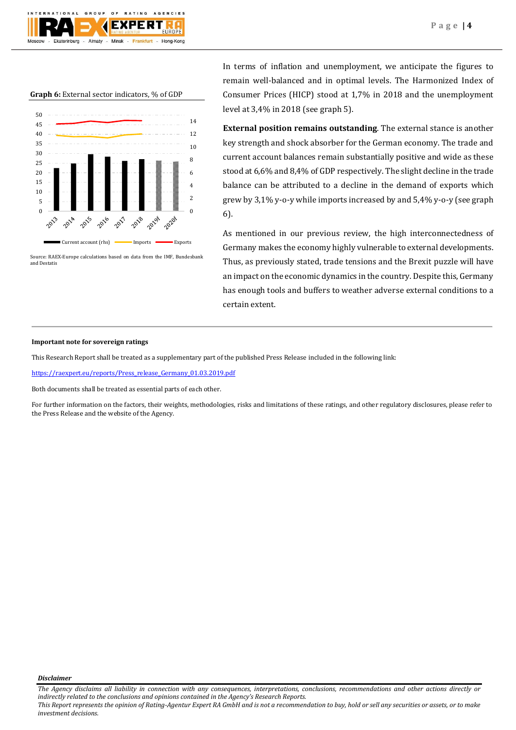**Graph 6:** External sector indicators, % of GDP

50
45
40
35
30
25
20
15
10
5
0

14
12
10
8
6
4
2
0

2013
2014
2015
2016
2017
2018
2019f
2020f

Current account (rhs)
Imports
Exports

Source: RAEX-Europe calculations based on data from the IMF, Bundesbank and Destatis

In terms of inflation and unemployment, we anticipate the figures to remain well-balanced and in optimal levels. The Harmonized Index of Consumer Prices (HICP) stood at 1,7% in 2018 and the unemployment level at 3,4% in 2018 (see graph 5).

**External position remains outstanding**. The external stance is another key strength and shock absorber for the German economy. The trade and current account balances remain substantially positive and wide as these stood at 6,6% and 8,4% of GDP respectively. The slight decline in the trade balance can be attributed to a decline in the demand of exports which grew by 3,1% y-o-y while imports increased by and 5,4% y-o-y (see graph 6).

As mentioned in our previous review, the high interconnectedness of Germany makes the economy highly vulnerable to external developments. Thus, as previously stated, trade tensions and the Brexit puzzle will have an impact on the economic dynamics in the country. Despite this, Germany has enough tools and buffers to weather adverse external conditions to a certain extent.

**Important note for sovereign ratings**

This Research Report shall be treated as a supplementary part of the published Press Release included in the following link:

https://raexpert.eu/reports/Press_release_Germany_01.03.2019.pdf

Both documents shall be treated as essential parts of each other.

For further information on the factors, their weights, methodologies, risks and limitations of these ratings, and other regulatory disclosures, please refer to the Press Release and the website of the Agency.

***Disclaimer***

*The Agency disclaims all liability in connection with any consequences, interpretations, conclusions, recommendations and other actions directly or indirectly related to the conclusions and opinions contained in the Agency's Research Reports.*
*This Report represents the opinion of Rating-Agentur Expert RA GmbH and is not a recommendation to buy, hold or sell any securities or assets, or to make investment decisions.*